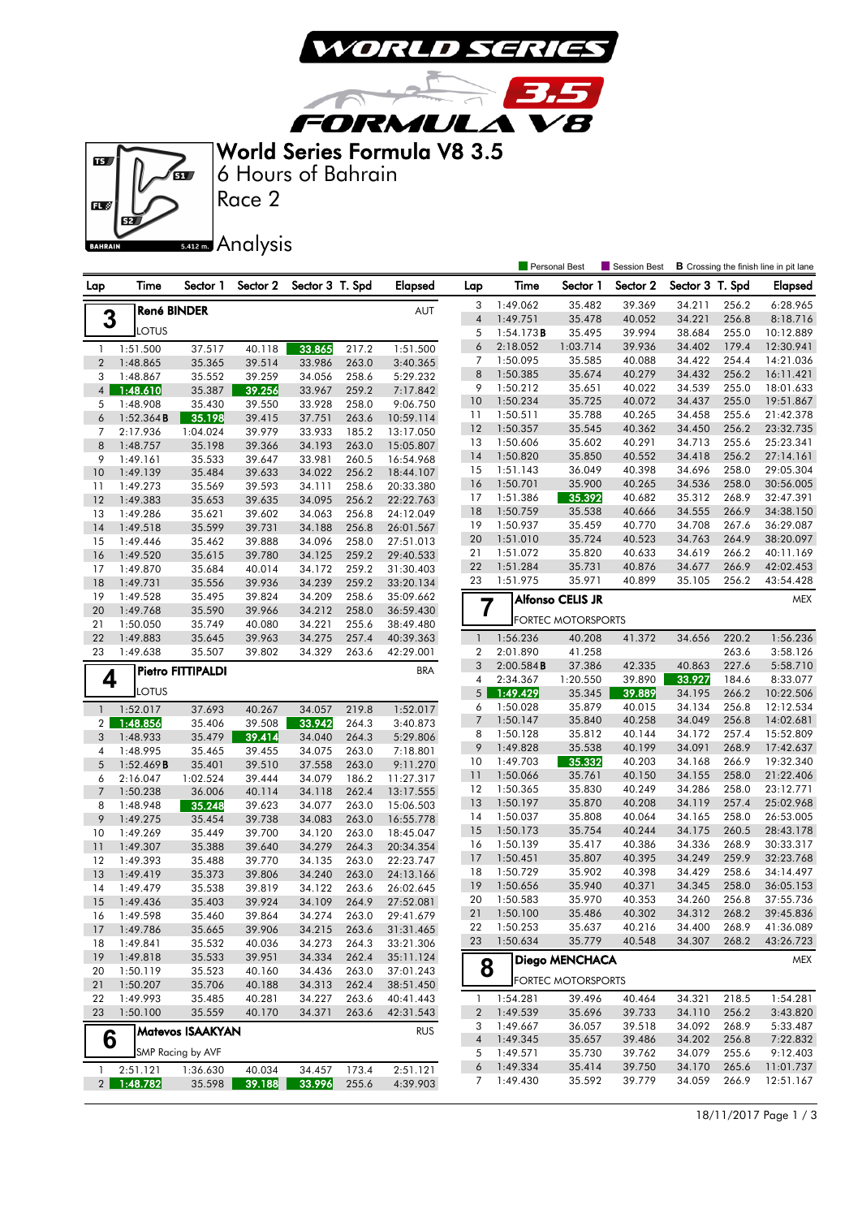# World Series Formula V8 3.5

## 6 Hours of Bahrain

## Race 2

## Analysis

Personal Best | Session Best | **B** Crossing the finish line in pit lane

### 3 René BINDER — AUT — LOTUS

| Lap | Time | Sector 1 | Sector 2 | Sector 3 | T. Spd | Elapsed |
|---|---|---|---|---|---|---|
| 1 | 1:51.500 | 37.517 | 40.118 | 33.865 | 217.2 | 1:51.500 |
| 2 | 1:48.865 | 35.365 | 39.514 | 33.986 | 263.0 | 3:40.365 |
| 3 | 1:48.867 | 35.552 | 39.259 | 34.056 | 258.6 | 5:29.232 |
| 4 | 1:48.610 | 35.387 | 39.256 | 33.967 | 259.2 | 7:17.842 |
| 5 | 1:48.908 | 35.430 | 39.550 | 33.928 | 258.0 | 9:06.750 |
| 6 | 1:52.364 B | 35.198 | 39.415 | 37.751 | 263.6 | 10:59.114 |
| 7 | 2:17.936 | 1:04.024 | 39.979 | 33.933 | 185.2 | 13:17.050 |
| 8 | 1:48.757 | 35.198 | 39.366 | 34.193 | 263.0 | 15:05.807 |
| 9 | 1:49.161 | 35.533 | 39.647 | 33.981 | 260.5 | 16:54.968 |
| 10 | 1:49.139 | 35.484 | 39.633 | 34.022 | 256.2 | 18:44.107 |
| 11 | 1:49.273 | 35.569 | 39.593 | 34.111 | 258.6 | 20:33.380 |
| 12 | 1:49.383 | 35.653 | 39.635 | 34.095 | 256.2 | 22:22.763 |
| 13 | 1:49.286 | 35.621 | 39.602 | 34.063 | 256.8 | 24:12.049 |
| 14 | 1:49.518 | 35.599 | 39.731 | 34.188 | 256.8 | 26:01.567 |
| 15 | 1:49.446 | 35.462 | 39.888 | 34.096 | 258.0 | 27:51.013 |
| 16 | 1:49.520 | 35.615 | 39.780 | 34.125 | 259.2 | 29:40.533 |
| 17 | 1:49.870 | 35.684 | 40.014 | 34.172 | 259.2 | 31:30.403 |
| 18 | 1:49.731 | 35.556 | 39.936 | 34.239 | 259.2 | 33:20.134 |
| 19 | 1:49.528 | 35.495 | 39.824 | 34.209 | 258.6 | 35:09.662 |
| 20 | 1:49.768 | 35.590 | 39.966 | 34.212 | 258.0 | 36:59.430 |
| 21 | 1:50.050 | 35.749 | 40.080 | 34.221 | 255.6 | 38:49.480 |
| 22 | 1:49.883 | 35.645 | 39.963 | 34.275 | 257.4 | 40:39.363 |
| 23 | 1:49.638 | 35.507 | 39.802 | 34.329 | 263.6 | 42:29.001 |

### 4 Pietro FITTIPALDI — BRA — LOTUS

| Lap | Time | Sector 1 | Sector 2 | Sector 3 | T. Spd | Elapsed |
|---|---|---|---|---|---|---|
| 1 | 1:52.017 | 37.693 | 40.267 | 34.057 | 219.8 | 1:52.017 |
| 2 | 1:48.856 | 35.406 | 39.508 | 33.942 | 264.3 | 3:40.873 |
| 3 | 1:48.933 | 35.479 | 39.414 | 34.040 | 264.3 | 5:29.806 |
| 4 | 1:48.995 | 35.465 | 39.455 | 34.075 | 263.0 | 7:18.801 |
| 5 | 1:52.469 B | 35.401 | 39.510 | 37.558 | 263.0 | 9:11.270 |
| 6 | 2:16.047 | 1:02.524 | 39.444 | 34.079 | 186.2 | 11:27.317 |
| 7 | 1:50.238 | 36.006 | 40.114 | 34.118 | 262.4 | 13:17.555 |
| 8 | 1:48.948 | 35.248 | 39.623 | 34.077 | 263.0 | 15:06.503 |
| 9 | 1:49.275 | 35.454 | 39.738 | 34.083 | 263.0 | 16:55.778 |
| 10 | 1:49.269 | 35.449 | 39.700 | 34.120 | 263.0 | 18:45.047 |
| 11 | 1:49.307 | 35.388 | 39.640 | 34.279 | 264.3 | 20:34.354 |
| 12 | 1:49.393 | 35.488 | 39.770 | 34.135 | 263.0 | 22:23.747 |
| 13 | 1:49.419 | 35.373 | 39.806 | 34.240 | 263.0 | 24:13.166 |
| 14 | 1:49.479 | 35.538 | 39.819 | 34.122 | 263.6 | 26:02.645 |
| 15 | 1:49.436 | 35.403 | 39.924 | 34.109 | 264.9 | 27:52.081 |
| 16 | 1:49.598 | 35.460 | 39.864 | 34.274 | 263.0 | 29:41.679 |
| 17 | 1:49.786 | 35.665 | 39.906 | 34.215 | 263.6 | 31:31.465 |
| 18 | 1:49.841 | 35.532 | 40.036 | 34.273 | 264.3 | 33:21.306 |
| 19 | 1:49.818 | 35.533 | 39.951 | 34.334 | 262.4 | 35:11.124 |
| 20 | 1:50.119 | 35.523 | 40.160 | 34.436 | 263.0 | 37:01.243 |
| 21 | 1:50.207 | 35.706 | 40.188 | 34.313 | 262.4 | 38:51.450 |
| 22 | 1:49.993 | 35.485 | 40.281 | 34.227 | 263.6 | 40:41.443 |
| 23 | 1:50.100 | 35.559 | 40.170 | 34.371 | 263.6 | 42:31.543 |

### 6 Matevos ISAAKYAN — RUS — SMP Racing by AVF

| Lap | Time | Sector 1 | Sector 2 | Sector 3 | T. Spd | Elapsed |
|---|---|---|---|---|---|---|
| 1 | 2:51.121 | 1:36.630 | 40.034 | 34.457 | 173.4 | 2:51.121 |
| 2 | 1:48.782 | 35.598 | 39.188 | 33.996 | 255.6 | 4:39.903 |
| 3 | 1:49.062 | 35.482 | 39.369 | 34.211 | 256.2 | 6:28.965 |
| 4 | 1:49.751 | 35.478 | 40.052 | 34.221 | 256.8 | 8:18.716 |
| 5 | 1:54.173 B | 35.495 | 39.994 | 38.684 | 255.0 | 10:12.889 |
| 6 | 2:18.052 | 1:03.714 | 39.936 | 34.402 | 179.4 | 12:30.941 |
| 7 | 1:50.095 | 35.585 | 40.088 | 34.422 | 254.4 | 14:21.036 |
| 8 | 1:50.385 | 35.674 | 40.279 | 34.432 | 256.2 | 16:11.421 |
| 9 | 1:50.212 | 35.651 | 40.022 | 34.539 | 255.0 | 18:01.633 |
| 10 | 1:50.234 | 35.725 | 40.072 | 34.437 | 255.0 | 19:51.867 |
| 11 | 1:50.511 | 35.788 | 40.265 | 34.458 | 255.6 | 21:42.378 |
| 12 | 1:50.357 | 35.545 | 40.362 | 34.450 | 256.2 | 23:32.735 |
| 13 | 1:50.606 | 35.602 | 40.291 | 34.713 | 255.6 | 25:23.341 |
| 14 | 1:50.820 | 35.850 | 40.552 | 34.418 | 256.2 | 27:14.161 |
| 15 | 1:51.143 | 36.049 | 40.398 | 34.696 | 258.0 | 29:05.304 |
| 16 | 1:50.701 | 35.900 | 40.265 | 34.536 | 258.0 | 30:56.005 |
| 17 | 1:51.386 | 35.392 | 40.682 | 35.312 | 268.9 | 32:47.391 |
| 18 | 1:50.759 | 35.538 | 40.666 | 34.555 | 266.9 | 34:38.150 |
| 19 | 1:50.937 | 35.459 | 40.770 | 34.708 | 267.6 | 36:29.087 |
| 20 | 1:51.010 | 35.724 | 40.523 | 34.763 | 264.9 | 38:20.097 |
| 21 | 1:51.072 | 35.820 | 40.633 | 34.619 | 266.2 | 40:11.169 |
| 22 | 1:51.284 | 35.731 | 40.876 | 34.677 | 266.9 | 42:02.453 |
| 23 | 1:51.975 | 35.971 | 40.899 | 35.105 | 256.2 | 43:54.428 |

### 7 Alfonso CELIS JR — MEX — FORTEC MOTORSPORTS

| Lap | Time | Sector 1 | Sector 2 | Sector 3 | T. Spd | Elapsed |
|---|---|---|---|---|---|---|
| 1 | 1:56.236 | 40.208 | 41.372 | 34.656 | 220.2 | 1:56.236 |
| 2 | 2:01.890 | 41.258 | | | 263.6 | 3:58.126 |
| 3 | 2:00.584 B | 37.386 | 42.335 | 40.863 | 227.6 | 5:58.710 |
| 4 | 2:34.367 | 1:20.550 | 39.890 | 33.927 | 184.6 | 8:33.077 |
| 5 | 1:49.429 | 35.345 | 39.889 | 34.195 | 266.2 | 10:22.506 |
| 6 | 1:50.028 | 35.879 | 40.015 | 34.134 | 256.8 | 12:12.534 |
| 7 | 1:50.147 | 35.840 | 40.258 | 34.049 | 256.8 | 14:02.681 |
| 8 | 1:50.128 | 35.812 | 40.144 | 34.172 | 257.4 | 15:52.809 |
| 9 | 1:49.828 | 35.538 | 40.199 | 34.091 | 268.9 | 17:42.637 |
| 10 | 1:49.703 | 35.332 | 40.203 | 34.168 | 266.9 | 19:32.340 |
| 11 | 1:50.066 | 35.761 | 40.150 | 34.155 | 258.0 | 21:22.406 |
| 12 | 1:50.365 | 35.830 | 40.249 | 34.286 | 258.0 | 23:12.771 |
| 13 | 1:50.197 | 35.870 | 40.208 | 34.119 | 257.4 | 25:02.968 |
| 14 | 1:50.037 | 35.808 | 40.064 | 34.165 | 258.0 | 26:53.005 |
| 15 | 1:50.173 | 35.754 | 40.244 | 34.175 | 260.5 | 28:43.178 |
| 16 | 1:50.139 | 35.417 | 40.386 | 34.336 | 268.9 | 30:33.317 |
| 17 | 1:50.451 | 35.807 | 40.395 | 34.249 | 259.9 | 32:23.768 |
| 18 | 1:50.729 | 35.902 | 40.398 | 34.429 | 258.6 | 34:14.497 |
| 19 | 1:50.656 | 35.940 | 40.371 | 34.345 | 258.0 | 36:05.153 |
| 20 | 1:50.583 | 35.970 | 40.353 | 34.260 | 256.8 | 37:55.736 |
| 21 | 1:50.100 | 35.486 | 40.302 | 34.312 | 268.2 | 39:45.836 |
| 22 | 1:50.253 | 35.637 | 40.216 | 34.400 | 268.9 | 41:36.089 |
| 23 | 1:50.634 | 35.779 | 40.548 | 34.307 | 268.2 | 43:26.723 |

### 8 Diego MENCHACA — MEX — FORTEC MOTORSPORTS

| Lap | Time | Sector 1 | Sector 2 | Sector 3 | T. Spd | Elapsed |
|---|---|---|---|---|---|---|
| 1 | 1:54.281 | 39.496 | 40.464 | 34.321 | 218.5 | 1:54.281 |
| 2 | 1:49.539 | 35.696 | 39.733 | 34.110 | 256.2 | 3:43.820 |
| 3 | 1:49.667 | 36.057 | 39.518 | 34.092 | 268.9 | 5:33.487 |
| 4 | 1:49.345 | 35.657 | 39.486 | 34.202 | 256.8 | 7:22.832 |
| 5 | 1:49.571 | 35.730 | 39.762 | 34.079 | 255.6 | 9:12.403 |
| 6 | 1:49.334 | 35.414 | 39.750 | 34.170 | 265.6 | 11:01.737 |
| 7 | 1:49.430 | 35.592 | 39.779 | 34.059 | 266.9 | 12:51.167 |

18/11/2017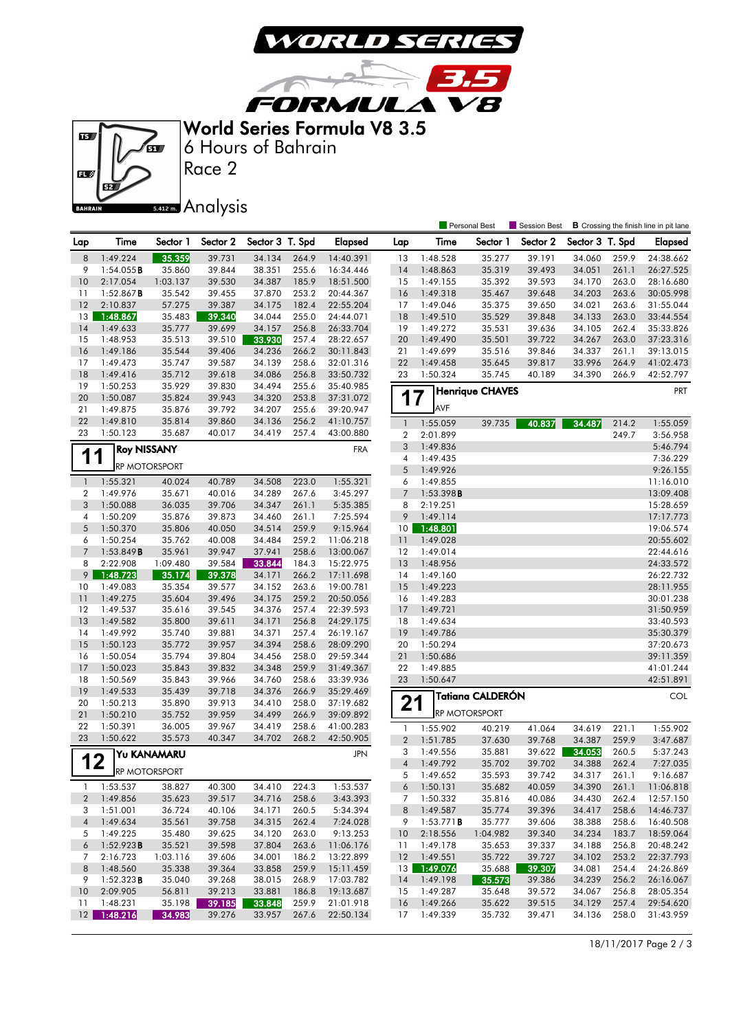# World Series Formula V8 3.5

6 Hours of Bahrain

Race 2

Analysis

Personal Best | Session Best | **B** Crossing the finish line in pit lane

| Lap | Time | Sector 1 | Sector 2 | Sector 3 | T. Spd | Elapsed |
|---|---|---|---|---|---|---|
| 8 | 1:49.224 | 35.359 | 39.731 | 34.134 | 264.9 | 14:40.391 |
| 9 | 1:54.055 B | 35.860 | 39.844 | 38.351 | 255.6 | 16:34.446 |
| 10 | 2:17.054 | 1:03.137 | 39.530 | 34.387 | 185.9 | 18:51.500 |
| 11 | 1:52.867 B | 35.542 | 39.455 | 37.870 | 253.2 | 20:44.367 |
| 12 | 2:10.837 | 57.275 | 39.387 | 34.175 | 182.4 | 22:55.204 |
| 13 | 1:48.867 | 35.483 | 39.340 | 34.044 | 255.0 | 24:44.071 |
| 14 | 1:49.633 | 35.777 | 39.699 | 34.157 | 256.8 | 26:33.704 |
| 15 | 1:48.953 | 35.513 | 39.510 | 33.930 | 257.4 | 28:22.657 |
| 16 | 1:49.186 | 35.544 | 39.406 | 34.236 | 266.2 | 30:11.843 |
| 17 | 1:49.473 | 35.747 | 39.587 | 34.139 | 258.6 | 32:01.316 |
| 18 | 1:49.416 | 35.712 | 39.618 | 34.086 | 256.8 | 33:50.732 |
| 19 | 1:50.253 | 35.929 | 39.830 | 34.494 | 255.6 | 35:40.985 |
| 20 | 1:50.087 | 35.824 | 39.943 | 34.320 | 253.8 | 37:31.072 |
| 21 | 1:49.875 | 35.876 | 39.792 | 34.207 | 255.6 | 39:20.947 |
| 22 | 1:49.810 | 35.814 | 39.860 | 34.136 | 256.2 | 41:10.757 |
| 23 | 1:50.123 | 35.687 | 40.017 | 34.419 | 257.4 | 43:00.880 |

## 11 Roy NISSANY — FRA

RP MOTORSPORT

| Lap | Time | Sector 1 | Sector 2 | Sector 3 | T. Spd | Elapsed |
|---|---|---|---|---|---|---|
| 1 | 1:55.321 | 40.024 | 40.789 | 34.508 | 223.0 | 1:55.321 |
| 2 | 1:49.976 | 35.671 | 40.016 | 34.289 | 267.6 | 3:45.297 |
| 3 | 1:50.088 | 36.035 | 39.706 | 34.347 | 261.1 | 5:35.385 |
| 4 | 1:50.209 | 35.876 | 39.873 | 34.460 | 261.1 | 7:25.594 |
| 5 | 1:50.370 | 35.806 | 40.050 | 34.514 | 259.9 | 9:15.964 |
| 6 | 1:50.254 | 35.762 | 40.008 | 34.484 | 259.2 | 11:06.218 |
| 7 | 1:53.849 B | 35.961 | 39.947 | 37.941 | 258.6 | 13:00.067 |
| 8 | 2:22.908 | 1:09.480 | 39.584 | 33.844 | 184.3 | 15:22.975 |
| 9 | 1:48.723 | 35.174 | 39.378 | 34.171 | 266.2 | 17:11.698 |
| 10 | 1:49.083 | 35.354 | 39.577 | 34.152 | 263.6 | 19:00.781 |
| 11 | 1:49.275 | 35.604 | 39.496 | 34.175 | 259.2 | 20:50.056 |
| 12 | 1:49.537 | 35.616 | 39.545 | 34.376 | 257.4 | 22:39.593 |
| 13 | 1:49.582 | 35.800 | 39.611 | 34.171 | 256.8 | 24:29.175 |
| 14 | 1:49.992 | 35.740 | 39.881 | 34.371 | 257.4 | 26:19.167 |
| 15 | 1:50.123 | 35.772 | 39.957 | 34.394 | 258.6 | 28:09.290 |
| 16 | 1:50.054 | 35.794 | 39.804 | 34.456 | 258.0 | 29:59.344 |
| 17 | 1:50.023 | 35.843 | 39.832 | 34.348 | 259.9 | 31:49.367 |
| 18 | 1:50.569 | 35.843 | 39.966 | 34.760 | 258.6 | 33:39.936 |
| 19 | 1:49.533 | 35.439 | 39.718 | 34.376 | 266.9 | 35:29.469 |
| 20 | 1:50.213 | 35.890 | 39.913 | 34.410 | 258.0 | 37:19.682 |
| 21 | 1:50.210 | 35.752 | 39.959 | 34.499 | 266.9 | 39:09.892 |
| 22 | 1:50.391 | 36.005 | 39.967 | 34.419 | 258.6 | 41:00.283 |
| 23 | 1:50.622 | 35.573 | 40.347 | 34.702 | 268.2 | 42:50.905 |

## 12 Yu KANAMARU — JPN

RP MOTORSPORT

| Lap | Time | Sector 1 | Sector 2 | Sector 3 | T. Spd | Elapsed |
|---|---|---|---|---|---|---|
| 1 | 1:53.537 | 38.827 | 40.300 | 34.410 | 224.3 | 1:53.537 |
| 2 | 1:49.856 | 35.623 | 39.517 | 34.716 | 258.6 | 3:43.393 |
| 3 | 1:51.001 | 36.724 | 40.106 | 34.171 | 260.5 | 5:34.394 |
| 4 | 1:49.634 | 35.561 | 39.758 | 34.315 | 262.4 | 7:24.028 |
| 5 | 1:49.225 | 35.480 | 39.625 | 34.120 | 263.0 | 9:13.253 |
| 6 | 1:52.923 B | 35.521 | 39.598 | 37.804 | 263.6 | 11:06.176 |
| 7 | 2:16.723 | 1:03.116 | 39.606 | 34.001 | 186.2 | 13:22.899 |
| 8 | 1:48.560 | 35.338 | 39.364 | 33.858 | 259.9 | 15:11.459 |
| 9 | 1:52.323 B | 35.040 | 39.268 | 38.015 | 268.9 | 17:03.782 |
| 10 | 2:09.905 | 56.811 | 39.213 | 33.881 | 186.8 | 19:13.687 |
| 11 | 1:48.231 | 35.198 | 39.185 | 33.848 | 259.9 | 21:01.918 |
| 12 | 1:48.216 | 34.983 | 39.276 | 33.957 | 267.6 | 22:50.134 |

| Lap | Time | Sector 1 | Sector 2 | Sector 3 | T. Spd | Elapsed |
|---|---|---|---|---|---|---|
| 13 | 1:48.528 | 35.277 | 39.191 | 34.060 | 259.9 | 24:38.662 |
| 14 | 1:48.863 | 35.319 | 39.493 | 34.051 | 261.1 | 26:27.525 |
| 15 | 1:49.155 | 35.392 | 39.593 | 34.170 | 263.0 | 28:16.680 |
| 16 | 1:49.318 | 35.467 | 39.648 | 34.203 | 263.6 | 30:05.998 |
| 17 | 1:49.046 | 35.375 | 39.650 | 34.021 | 263.6 | 31:55.044 |
| 18 | 1:49.510 | 35.529 | 39.848 | 34.133 | 263.0 | 33:44.554 |
| 19 | 1:49.272 | 35.531 | 39.636 | 34.105 | 262.4 | 35:33.826 |
| 20 | 1:49.490 | 35.501 | 39.722 | 34.267 | 263.0 | 37:23.316 |
| 21 | 1:49.699 | 35.516 | 39.846 | 34.337 | 261.1 | 39:13.015 |
| 22 | 1:49.458 | 35.645 | 39.817 | 33.996 | 264.9 | 41:02.473 |
| 23 | 1:50.324 | 35.745 | 40.189 | 34.390 | 266.9 | 42:52.797 |

## 17 Henrique CHAVES — PRT

AVF

| Lap | Time | Sector 1 | Sector 2 | Sector 3 | T. Spd | Elapsed |
|---|---|---|---|---|---|---|
| 1 | 1:55.059 | 39.735 | 40.837 | 34.487 | 214.2 | 1:55.059 |
| 2 | 2:01.899 | | | | 249.7 | 3:56.958 |
| 3 | 1:49.836 | | | | | 5:46.794 |
| 4 | 1:49.435 | | | | | 7:36.229 |
| 5 | 1:49.926 | | | | | 9:26.155 |
| 6 | 1:49.855 | | | | | 11:16.010 |
| 7 | 1:53.398 B | | | | | 13:09.408 |
| 8 | 2:19.251 | | | | | 15:28.659 |
| 9 | 1:49.114 | | | | | 17:17.773 |
| 10 | 1:48.801 | | | | | 19:06.574 |
| 11 | 1:49.028 | | | | | 20:55.602 |
| 12 | 1:49.014 | | | | | 22:44.616 |
| 13 | 1:48.956 | | | | | 24:33.572 |
| 14 | 1:49.160 | | | | | 26:22.732 |
| 15 | 1:49.223 | | | | | 28:11.955 |
| 16 | 1:49.283 | | | | | 30:01.238 |
| 17 | 1:49.721 | | | | | 31:50.959 |
| 18 | 1:49.634 | | | | | 33:40.593 |
| 19 | 1:49.786 | | | | | 35:30.379 |
| 20 | 1:50.294 | | | | | 37:20.673 |
| 21 | 1:50.686 | | | | | 39:11.359 |
| 22 | 1:49.885 | | | | | 41:01.244 |
| 23 | 1:50.647 | | | | | 42:51.891 |

## 21 Tatiana CALDERÓN — COL

RP MOTORSPORT

| Lap | Time | Sector 1 | Sector 2 | Sector 3 | T. Spd | Elapsed |
|---|---|---|---|---|---|---|
| 1 | 1:55.902 | 40.219 | 41.064 | 34.619 | 221.1 | 1:55.902 |
| 2 | 1:51.785 | 37.630 | 39.768 | 34.387 | 259.9 | 3:47.687 |
| 3 | 1:49.556 | 35.881 | 39.622 | 34.053 | 260.5 | 5:37.243 |
| 4 | 1:49.792 | 35.702 | 39.702 | 34.388 | 262.4 | 7:27.035 |
| 5 | 1:49.652 | 35.593 | 39.742 | 34.317 | 261.1 | 9:16.687 |
| 6 | 1:50.131 | 35.682 | 40.059 | 34.390 | 261.1 | 11:06.818 |
| 7 | 1:50.332 | 35.816 | 40.086 | 34.430 | 262.4 | 12:57.150 |
| 8 | 1:49.587 | 35.774 | 39.396 | 34.417 | 258.6 | 14:46.737 |
| 9 | 1:53.771 B | 35.777 | 39.606 | 38.388 | 258.6 | 16:40.508 |
| 10 | 2:18.556 | 1:04.982 | 39.340 | 34.234 | 183.7 | 18:59.064 |
| 11 | 1:49.178 | 35.653 | 39.337 | 34.188 | 256.8 | 20:48.242 |
| 12 | 1:49.551 | 35.722 | 39.727 | 34.102 | 253.2 | 22:37.793 |
| 13 | 1:49.076 | 35.688 | 39.307 | 34.081 | 254.4 | 24:26.869 |
| 14 | 1:49.198 | 35.573 | 39.386 | 34.239 | 256.2 | 26:16.067 |
| 15 | 1:49.287 | 35.648 | 39.572 | 34.067 | 256.8 | 28:05.354 |
| 16 | 1:49.266 | 35.622 | 39.515 | 34.129 | 257.4 | 29:54.620 |
| 17 | 1:49.339 | 35.732 | 39.471 | 34.136 | 258.0 | 31:43.959 |

18/11/2017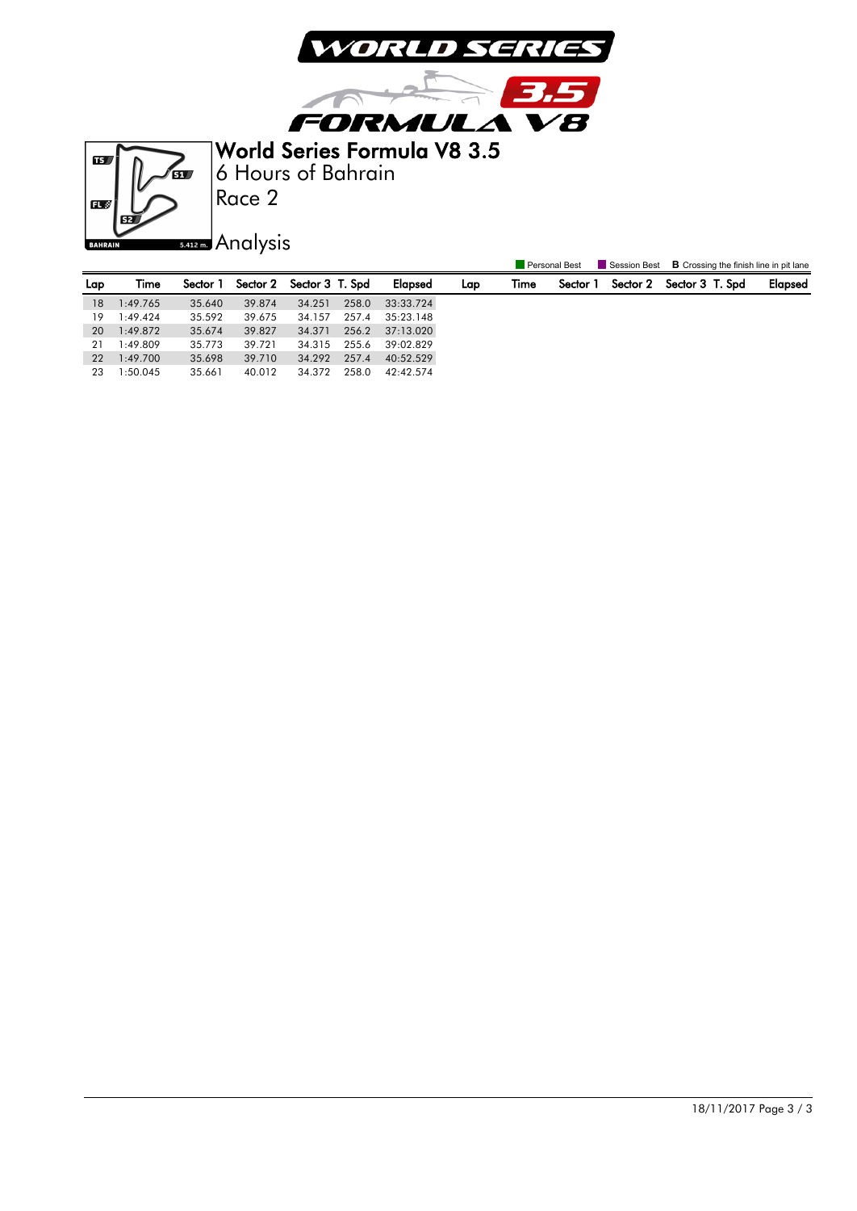# World Series Formula V8 3.5

6 Hours of Bahrain

Race 2

Analysis

Personal Best | Session Best | **B** Crossing the finish line in pit lane

| Lap | Time | Sector 1 | Sector 2 | Sector 3 | T. Spd | Elapsed | Lap | Time | Sector 1 | Sector 2 | Sector 3 | T. Spd | Elapsed |
|---|---|---|---|---|---|---|---|---|---|---|---|---|---|
| 18 | 1:49.765 | 35.640 | 39.874 | 34.251 | 258.0 | 33:33.724 | | | | | | | |
| 19 | 1:49.424 | 35.592 | 39.675 | 34.157 | 257.4 | 35:23.148 | | | | | | | |
| 20 | 1:49.872 | 35.674 | 39.827 | 34.371 | 256.2 | 37:13.020 | | | | | | | |
| 21 | 1:49.809 | 35.773 | 39.721 | 34.315 | 255.6 | 39:02.829 | | | | | | | |
| 22 | 1:49.700 | 35.698 | 39.710 | 34.292 | 257.4 | 40:52.529 | | | | | | | |
| 23 | 1:50.045 | 35.661 | 40.012 | 34.372 | 258.0 | 42:42.574 | | | | | | | |

18/11/2017